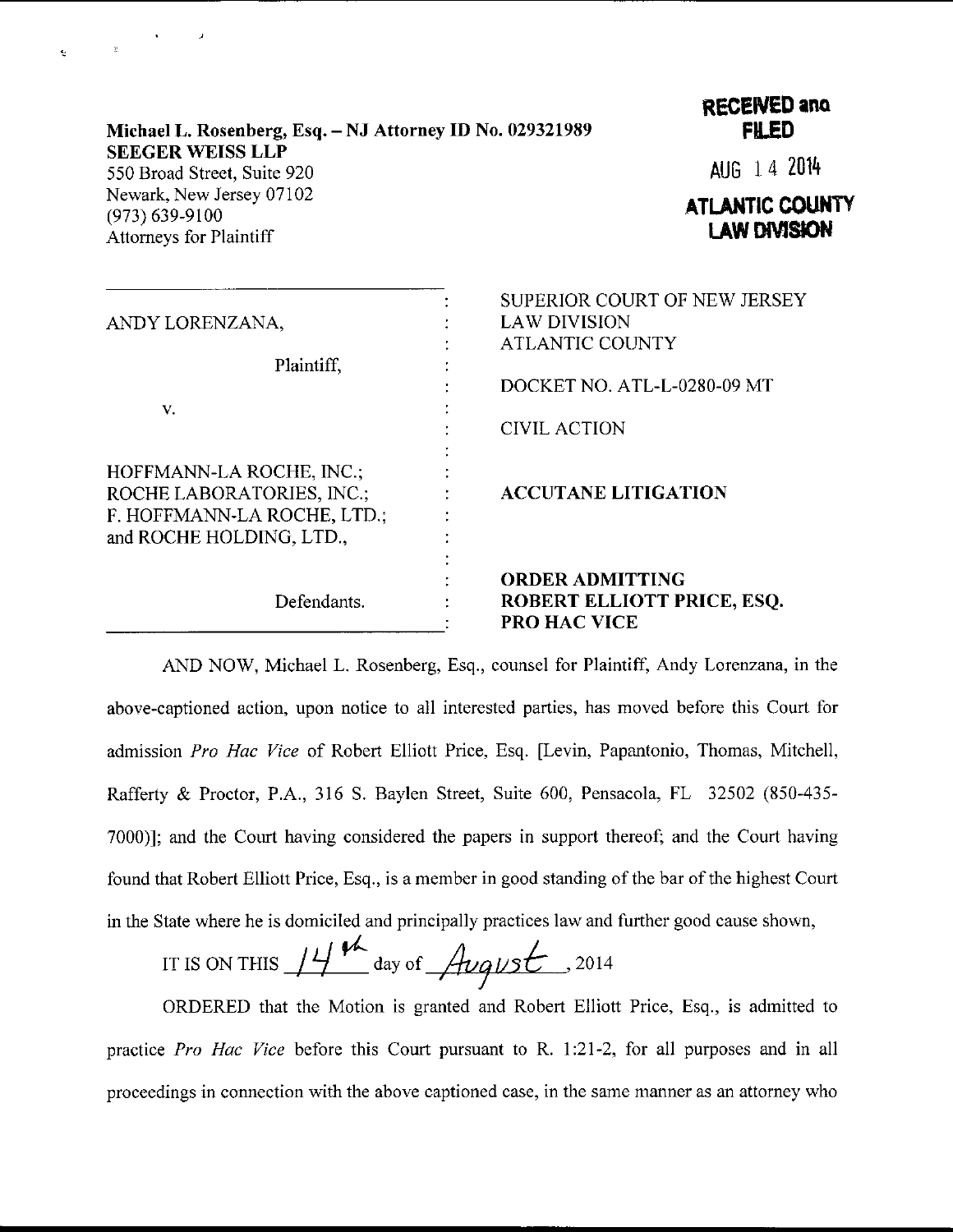Michael L. Rosenberg, Esq. – NJ Attorney ID No. 029321989
**SEEGER WEISS LLP**
550 Broad Street, Suite 920
Newark, New Jersey 07102
(973) 639-9100
Attorneys for Plaintiff

**RECEIVED and FILED**

AUG 14 2014

**ATLANTIC COUNTY LAW DIVISION**

| | |
|---|---|
| ANDY LORENZANA,<br><br>Plaintiff,<br><br>v.<br><br>HOFFMANN-LA ROCHE, INC.; ROCHE LABORATORIES, INC.; F. HOFFMANN-LA ROCHE, LTD.; and ROCHE HOLDING, LTD.,<br><br>Defendants. | SUPERIOR COURT OF NEW JERSEY<br>LAW DIVISION<br>ATLANTIC COUNTY<br><br>DOCKET NO. ATL-L-0280-09 MT<br><br>CIVIL ACTION<br><br>**ACCUTANE LITIGATION**<br><br>**ORDER ADMITTING ROBERT ELLIOTT PRICE, ESQ. PRO HAC VICE** |

AND NOW, Michael L. Rosenberg, Esq., counsel for Plaintiff, Andy Lorenzana, in the above-captioned action, upon notice to all interested parties, has moved before this Court for admission *Pro Hac Vice* of Robert Elliott Price, Esq. [Levin, Papantonio, Thomas, Mitchell, Rafferty & Proctor, P.A., 316 S. Baylen Street, Suite 600, Pensacola, FL 32502 (850-435-7000)]; and the Court having considered the papers in support thereof; and the Court having found that Robert Elliott Price, Esq., is a member in good standing of the bar of the highest Court in the State where he is domiciled and principally practices law and further good cause shown,

IT IS ON THIS 14th day of August, 2014

ORDERED that the Motion is granted and Robert Elliott Price, Esq., is admitted to practice *Pro Hac Vice* before this Court pursuant to R. 1:21-2, for all purposes and in all proceedings in connection with the above captioned case, in the same manner as an attorney who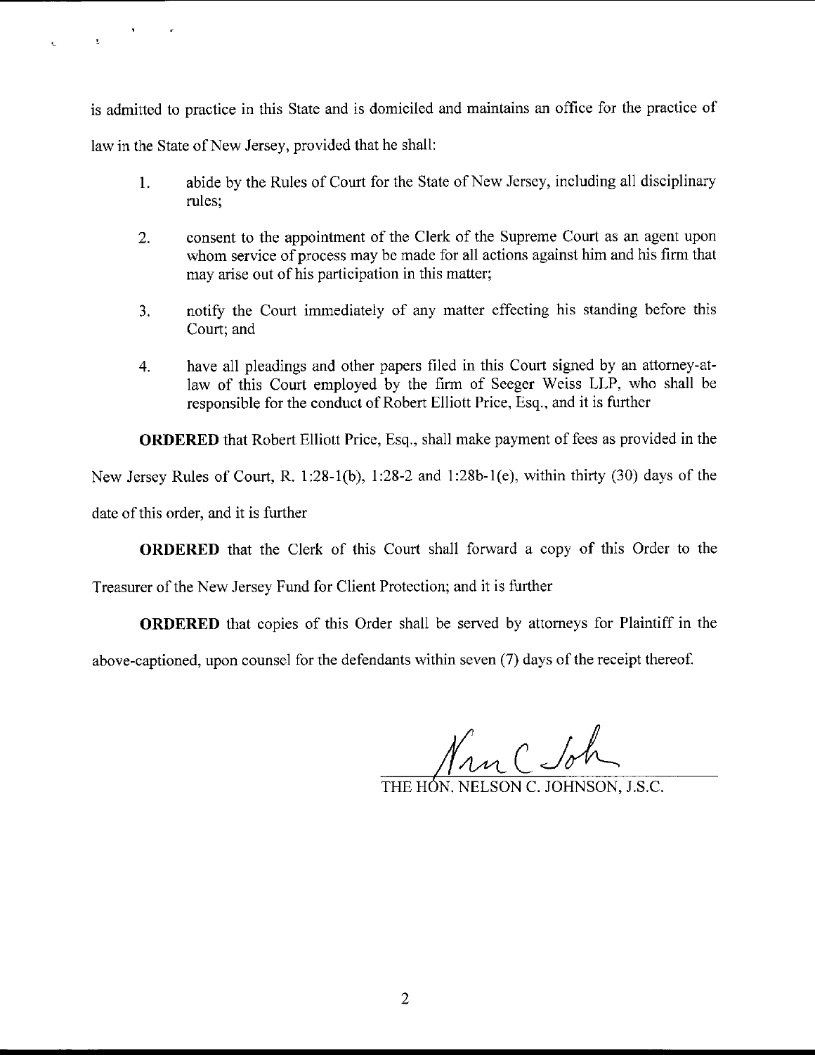is admitted to practice in this State and is domiciled and maintains an office for the practice of law in the State of New Jersey, provided that he shall:

1. abide by the Rules of Court for the State of New Jersey, including all disciplinary rules;

2. consent to the appointment of the Clerk of the Supreme Court as an agent upon whom service of process may be made for all actions against him and his firm that may arise out of his participation in this matter;

3. notify the Court immediately of any matter effecting his standing before this Court; and

4. have all pleadings and other papers filed in this Court signed by an attorney-at-law of this Court employed by the firm of Seeger Weiss LLP, who shall be responsible for the conduct of Robert Elliott Price, Esq., and it is further

**ORDERED** that Robert Elliott Price, Esq., shall make payment of fees as provided in the New Jersey Rules of Court, R. 1:28-1(b), 1:28-2 and 1:28b-1(e), within thirty (30) days of the date of this order, and it is further

**ORDERED** that the Clerk of this Court shall forward a copy of this Order to the Treasurer of the New Jersey Fund for Client Protection; and it is further

**ORDERED** that copies of this Order shall be served by attorneys for Plaintiff in the above-captioned, upon counsel for the defendants within seven (7) days of the receipt thereof.

THE HON. NELSON C. JOHNSON, J.S.C.